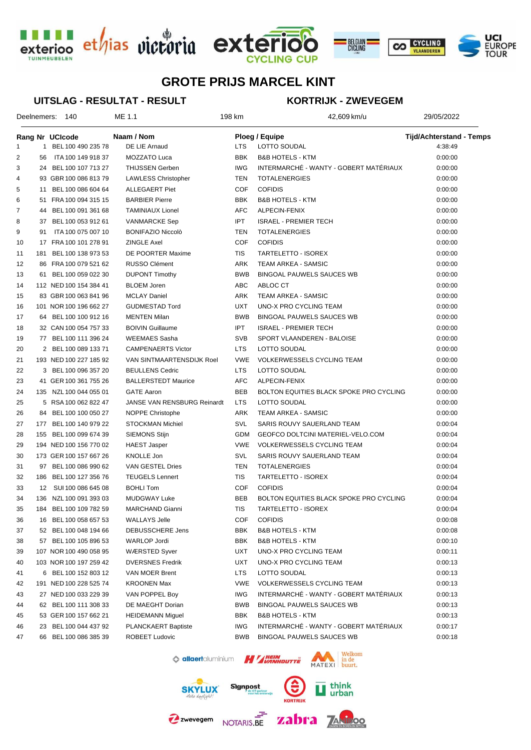# GROTE PRIJS MARCEL KINT

## UITSLAG - RESULTAT - RESULT

## KORTRIJK - ZWEVEGEM

Deelnemers: 140 | ME 1.1 | 198 km | 42,609 km/u | 29/05/2022

| Rang | Nr | UCIcode | Naam / Nom | Ploeg / Equipe | | Tijd/Achterstand - Temps |
|---|---|---|---|---|---|---|
| 1 | 1 | BEL 100 490 235 78 | DE LIE Arnaud | LTS | LOTTO SOUDAL | 4:38:49 |
| 2 | 56 | ITA 100 149 918 37 | MOZZATO Luca | BBK | B&B HOTELS - KTM | 0:00:00 |
| 3 | 24 | BEL 100 107 713 27 | THIJSSEN Gerben | IWG | INTERMARCHÉ - WANTY - GOBERT MATÉRIAUX | 0:00:00 |
| 4 | 93 | GBR 100 086 813 79 | LAWLESS Christopher | TEN | TOTALENERGIES | 0:00:00 |
| 5 | 11 | BEL 100 086 604 64 | ALLEGAERT Piet | COF | COFIDIS | 0:00:00 |
| 6 | 51 | FRA 100 094 315 15 | BARBIER Pierre | BBK | B&B HOTELS - KTM | 0:00:00 |
| 7 | 44 | BEL 100 091 361 68 | TAMINIAUX Lionel | AFC | ALPECIN-FENIX | 0:00:00 |
| 8 | 37 | BEL 100 053 912 61 | VANMARCKE Sep | IPT | ISRAEL - PREMIER TECH | 0:00:00 |
| 9 | 91 | ITA 100 075 007 10 | BONIFAZIO Niccolò | TEN | TOTALENERGIES | 0:00:00 |
| 10 | 17 | FRA 100 101 278 91 | ZINGLE Axel | COF | COFIDIS | 0:00:00 |
| 11 | 181 | BEL 100 138 973 53 | DE POORTER Maxime | TIS | TARTELETTO - ISOREX | 0:00:00 |
| 12 | 86 | FRA 100 079 521 62 | RUSSO Clément | ARK | TEAM ARKEA - SAMSIC | 0:00:00 |
| 13 | 61 | BEL 100 059 022 30 | DUPONT Timothy | BWB | BINGOAL PAUWELS SAUCES WB | 0:00:00 |
| 14 | 112 | NED 100 154 384 41 | BLOEM Joren | ABC | ABLOC CT | 0:00:00 |
| 15 | 83 | GBR 100 063 841 96 | MCLAY Daniel | ARK | TEAM ARKEA - SAMSIC | 0:00:00 |
| 16 | 101 | NOR 100 196 662 27 | GUDMESTAD Tord | UXT | UNO-X PRO CYCLING TEAM | 0:00:00 |
| 17 | 64 | BEL 100 100 912 16 | MENTEN Milan | BWB | BINGOAL PAUWELS SAUCES WB | 0:00:00 |
| 18 | 32 | CAN 100 054 757 33 | BOIVIN Guillaume | IPT | ISRAEL - PREMIER TECH | 0:00:00 |
| 19 | 77 | BEL 100 111 396 24 | WEEMAES Sasha | SVB | SPORT VLAANDEREN - BALOISE | 0:00:00 |
| 20 | 2 | BEL 100 089 133 71 | CAMPENAERTS Victor | LTS | LOTTO SOUDAL | 0:00:00 |
| 21 | 193 | NED 100 227 185 92 | VAN SINTMAARTENSDIJK Roel | VWE | VOLKERWESSELS CYCLING TEAM | 0:00:00 |
| 22 | 3 | BEL 100 096 357 20 | BEULLENS Cedric | LTS | LOTTO SOUDAL | 0:00:00 |
| 23 | 41 | GER 100 361 755 26 | BALLERSTEDT Maurice | AFC | ALPECIN-FENIX | 0:00:00 |
| 24 | 135 | NZL 100 044 055 01 | GATE Aaron | BEB | BOLTON EQUITIES BLACK SPOKE PRO CYCLING | 0:00:00 |
| 25 | 5 | RSA 100 062 822 47 | JANSE VAN RENSBURG Reinardt | LTS | LOTTO SOUDAL | 0:00:00 |
| 26 | 84 | BEL 100 100 050 27 | NOPPE Christophe | ARK | TEAM ARKEA - SAMSIC | 0:00:00 |
| 27 | 177 | BEL 100 140 979 22 | STOCKMAN Michiel | SVL | SARIS ROUVY SAUERLAND TEAM | 0:00:04 |
| 28 | 155 | BEL 100 099 674 39 | SIEMONS Stijn | GDM | GEOFCO DOLTCINI MATERIEL-VELO.COM | 0:00:04 |
| 29 | 194 | NED 100 156 770 02 | HAEST Jasper | VWE | VOLKERWESSELS CYCLING TEAM | 0:00:04 |
| 30 | 173 | GER 100 157 667 26 | KNOLLE Jon | SVL | SARIS ROUVY SAUERLAND TEAM | 0:00:04 |
| 31 | 97 | BEL 100 086 990 62 | VAN GESTEL Dries | TEN | TOTALENERGIES | 0:00:04 |
| 32 | 186 | BEL 100 127 356 76 | TEUGELS Lennert | TIS | TARTELETTO - ISOREX | 0:00:04 |
| 33 | 12 | SUI 100 086 645 08 | BOHLI Tom | COF | COFIDIS | 0:00:04 |
| 34 | 136 | NZL 100 091 393 03 | MUDGWAY Luke | BEB | BOLTON EQUITIES BLACK SPOKE PRO CYCLING | 0:00:04 |
| 35 | 184 | BEL 100 109 782 59 | MARCHAND Gianni | TIS | TARTELETTO - ISOREX | 0:00:04 |
| 36 | 16 | BEL 100 058 657 53 | WALLAYS Jelle | COF | COFIDIS | 0:00:08 |
| 37 | 52 | BEL 100 048 194 66 | DEBUSSCHERE Jens | BBK | B&B HOTELS - KTM | 0:00:08 |
| 38 | 57 | BEL 100 105 896 53 | WARLOP Jordi | BBK | B&B HOTELS - KTM | 0:00:10 |
| 39 | 107 | NOR 100 490 058 95 | WÆRSTED Syver | UXT | UNO-X PRO CYCLING TEAM | 0:00:11 |
| 40 | 103 | NOR 100 197 259 42 | DVERSNES Fredrik | UXT | UNO-X PRO CYCLING TEAM | 0:00:13 |
| 41 | 6 | BEL 100 152 803 12 | VAN MOER Brent | LTS | LOTTO SOUDAL | 0:00:13 |
| 42 | 191 | NED 100 228 525 74 | KROONEN Max | VWE | VOLKERWESSELS CYCLING TEAM | 0:00:13 |
| 43 | 27 | NED 100 033 229 39 | VAN POPPEL Boy | IWG | INTERMARCHÉ - WANTY - GOBERT MATÉRIAUX | 0:00:13 |
| 44 | 62 | BEL 100 111 308 33 | DE MAEGHT Dorian | BWB | BINGOAL PAUWELS SAUCES WB | 0:00:13 |
| 45 | 53 | GER 100 157 662 21 | HEIDEMANN Miguel | BBK | B&B HOTELS - KTM | 0:00:13 |
| 46 | 23 | BEL 100 044 437 92 | PLANCKAERT Baptiste | IWG | INTERMARCHÉ - WANTY - GOBERT MATÉRIAUX | 0:00:17 |
| 47 | 66 | BEL 100 086 385 39 | ROBEET Ludovic | BWB | BINGOAL PAUWELS SAUCES WB | 0:00:18 |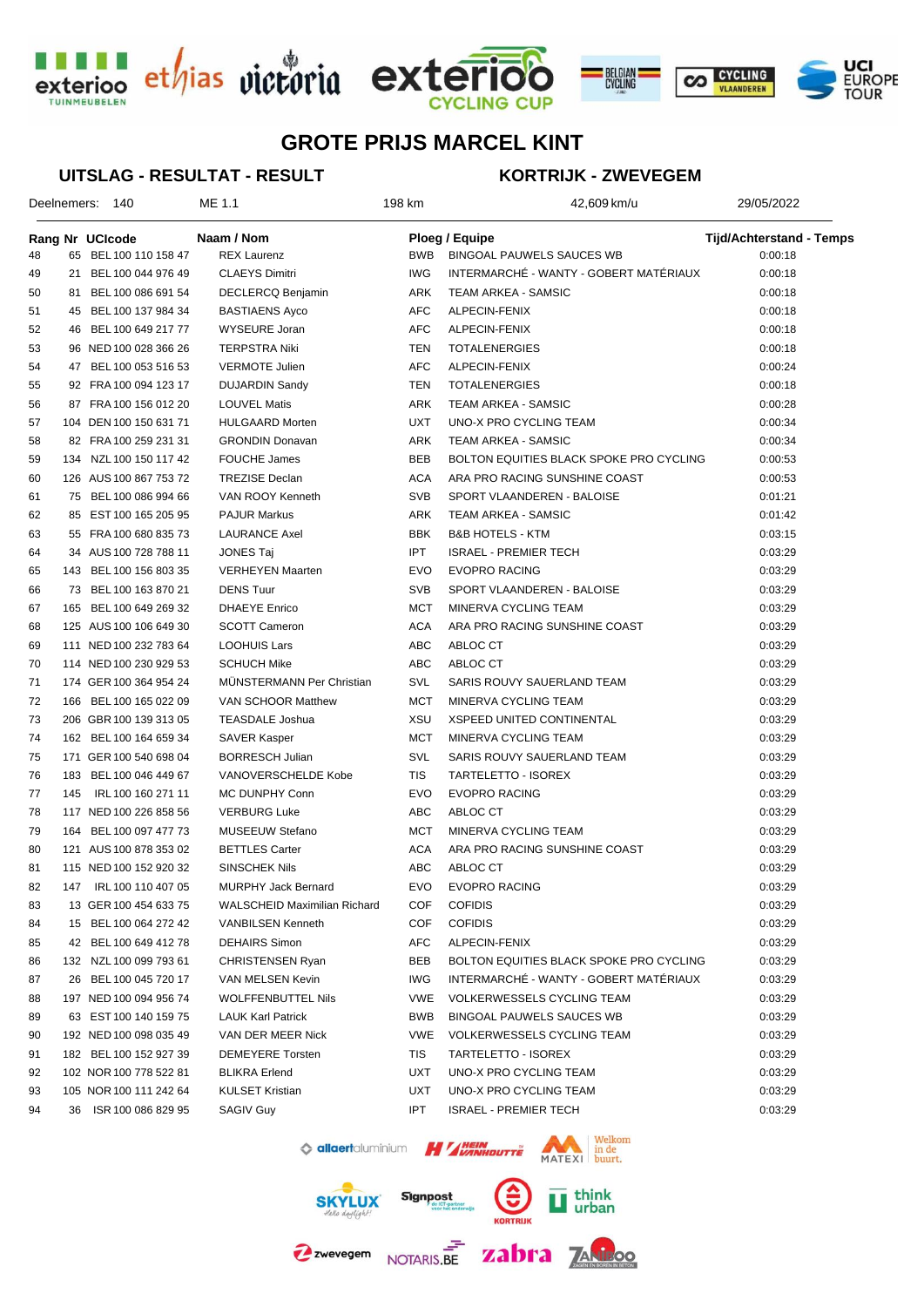# GROTE PRIJS MARCEL KINT

## UITSLAG - RESULTAT - RESULT

## KORTRIJK - ZWEVEGEM

Deelnemers: 140 | ME 1.1 | 198 km | 42,609 km/u | 29/05/2022

| Rang | Nr | UCIcode | Naam / Nom | Ploeg / Equipe | | Tijd/Achterstand - Temps |
|---|---|---|---|---|---|---|
| 48 | 65 | BEL 100 110 158 47 | REX Laurenz | BWB | BINGOAL PAUWELS SAUCES WB | 0:00:18 |
| 49 | 21 | BEL 100 044 976 49 | CLAEYS Dimitri | IWG | INTERMARCHÉ - WANTY - GOBERT MATÉRIAUX | 0:00:18 |
| 50 | 81 | BEL 100 086 691 54 | DECLERCQ Benjamin | ARK | TEAM ARKEA - SAMSIC | 0:00:18 |
| 51 | 45 | BEL 100 137 984 34 | BASTIAENS Ayco | AFC | ALPECIN-FENIX | 0:00:18 |
| 52 | 46 | BEL 100 649 217 77 | WYSEURE Joran | AFC | ALPECIN-FENIX | 0:00:18 |
| 53 | 96 | NED 100 028 366 26 | TERPSTRA Niki | TEN | TOTALENERGIES | 0:00:18 |
| 54 | 47 | BEL 100 053 516 53 | VERMOTE Julien | AFC | ALPECIN-FENIX | 0:00:24 |
| 55 | 92 | FRA 100 094 123 17 | DUJARDIN Sandy | TEN | TOTALENERGIES | 0:00:18 |
| 56 | 87 | FRA 100 156 012 20 | LOUVEL Matis | ARK | TEAM ARKEA - SAMSIC | 0:00:28 |
| 57 | 104 | DEN 100 150 631 71 | HULGAARD Morten | UXT | UNO-X PRO CYCLING TEAM | 0:00:34 |
| 58 | 82 | FRA 100 259 231 31 | GRONDIN Donavan | ARK | TEAM ARKEA - SAMSIC | 0:00:34 |
| 59 | 134 | NZL 100 150 117 42 | FOUCHE James | BEB | BOLTON EQUITIES BLACK SPOKE PRO CYCLING | 0:00:53 |
| 60 | 126 | AUS 100 867 753 72 | TREZISE Declan | ACA | ARA PRO RACING SUNSHINE COAST | 0:00:53 |
| 61 | 75 | BEL 100 086 994 66 | VAN ROOY Kenneth | SVB | SPORT VLAANDEREN - BALOISE | 0:01:21 |
| 62 | 85 | EST 100 165 205 95 | PAJUR Markus | ARK | TEAM ARKEA - SAMSIC | 0:01:42 |
| 63 | 55 | FRA 100 680 835 73 | LAURANCE Axel | BBK | B&B HOTELS - KTM | 0:03:15 |
| 64 | 34 | AUS 100 728 788 11 | JONES Taj | IPT | ISRAEL - PREMIER TECH | 0:03:29 |
| 65 | 143 | BEL 100 156 803 35 | VERHEYEN Maarten | EVO | EVOPRO RACING | 0:03:29 |
| 66 | 73 | BEL 100 163 870 21 | DENS Tuur | SVB | SPORT VLAANDEREN - BALOISE | 0:03:29 |
| 67 | 165 | BEL 100 649 269 32 | DHAEYE Enrico | MCT | MINERVA CYCLING TEAM | 0:03:29 |
| 68 | 125 | AUS 100 106 649 30 | SCOTT Cameron | ACA | ARA PRO RACING SUNSHINE COAST | 0:03:29 |
| 69 | 111 | NED 100 232 783 64 | LOOHUIS Lars | ABC | ABLOC CT | 0:03:29 |
| 70 | 114 | NED 100 230 929 53 | SCHUCH Mike | ABC | ABLOC CT | 0:03:29 |
| 71 | 174 | GER 100 364 954 24 | MÜNSTERMANN Per Christian | SVL | SARIS ROUVY SAUERLAND TEAM | 0:03:29 |
| 72 | 166 | BEL 100 165 022 09 | VAN SCHOOR Matthew | MCT | MINERVA CYCLING TEAM | 0:03:29 |
| 73 | 206 | GBR 100 139 313 05 | TEASDALE Joshua | XSU | XSPEED UNITED CONTINENTAL | 0:03:29 |
| 74 | 162 | BEL 100 164 659 34 | SAVER Kasper | MCT | MINERVA CYCLING TEAM | 0:03:29 |
| 75 | 171 | GER 100 540 698 04 | BORRESCH Julian | SVL | SARIS ROUVY SAUERLAND TEAM | 0:03:29 |
| 76 | 183 | BEL 100 046 449 67 | VANOVERSCHELDE Kobe | TIS | TARTELETTO - ISOREX | 0:03:29 |
| 77 | 145 | IRL 100 160 271 11 | MC DUNPHY Conn | EVO | EVOPRO RACING | 0:03:29 |
| 78 | 117 | NED 100 226 858 56 | VERBURG Luke | ABC | ABLOC CT | 0:03:29 |
| 79 | 164 | BEL 100 097 477 73 | MUSEEUW Stefano | MCT | MINERVA CYCLING TEAM | 0:03:29 |
| 80 | 121 | AUS 100 878 353 02 | BETTLES Carter | ACA | ARA PRO RACING SUNSHINE COAST | 0:03:29 |
| 81 | 115 | NED 100 152 920 32 | SINSCHEK Nils | ABC | ABLOC CT | 0:03:29 |
| 82 | 147 | IRL 100 110 407 05 | MURPHY Jack Bernard | EVO | EVOPRO RACING | 0:03:29 |
| 83 | 13 | GER 100 454 633 75 | WALSCHEID Maximilian Richard | COF | COFIDIS | 0:03:29 |
| 84 | 15 | BEL 100 064 272 42 | VANBILSEN Kenneth | COF | COFIDIS | 0:03:29 |
| 85 | 42 | BEL 100 649 412 78 | DEHAIRS Simon | AFC | ALPECIN-FENIX | 0:03:29 |
| 86 | 132 | NZL 100 099 793 61 | CHRISTENSEN Ryan | BEB | BOLTON EQUITIES BLACK SPOKE PRO CYCLING | 0:03:29 |
| 87 | 26 | BEL 100 045 720 17 | VAN MELSEN Kevin | IWG | INTERMARCHÉ - WANTY - GOBERT MATÉRIAUX | 0:03:29 |
| 88 | 197 | NED 100 094 956 74 | WOLFFENBUTTEL Nils | VWE | VOLKERWESSELS CYCLING TEAM | 0:03:29 |
| 89 | 63 | EST 100 140 159 75 | LAUK Karl Patrick | BWB | BINGOAL PAUWELS SAUCES WB | 0:03:29 |
| 90 | 192 | NED 100 098 035 49 | VAN DER MEER Nick | VWE | VOLKERWESSELS CYCLING TEAM | 0:03:29 |
| 91 | 182 | BEL 100 152 927 39 | DEMEYERE Torsten | TIS | TARTELETTO - ISOREX | 0:03:29 |
| 92 | 102 | NOR 100 778 522 81 | BLIKRA Erlend | UXT | UNO-X PRO CYCLING TEAM | 0:03:29 |
| 93 | 105 | NOR 100 111 242 64 | KULSET Kristian | UXT | UNO-X PRO CYCLING TEAM | 0:03:29 |
| 94 | 36 | ISR 100 086 829 95 | SAGIV Guy | IPT | ISRAEL - PREMIER TECH | 0:03:29 |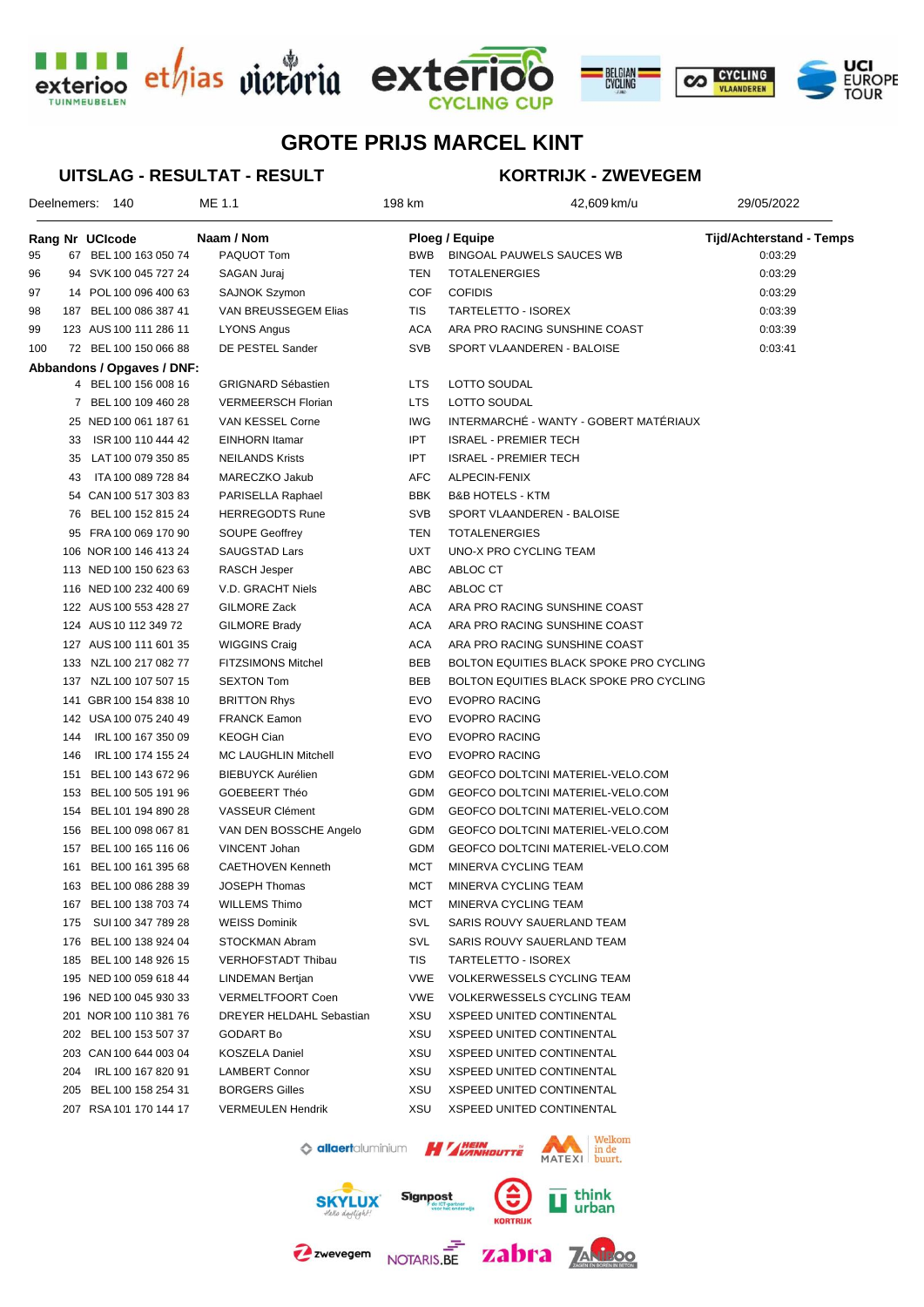# GROTE PRIJS MARCEL KINT

## UITSLAG - RESULTAT - RESULT

## KORTRIJK - ZWEVEGEM

Deelnemers: 140 | ME 1.1 | 198 km | 42,609 km/u | 29/05/2022

| Rang | Nr | UCIcode | Naam / Nom | Ploeg / Equipe | | Tijd/Achterstand - Temps |
|---|---|---|---|---|---|---|
| 95 | 67 | BEL 100 163 050 74 | PAQUOT Tom | BWB | BINGOAL PAUWELS SAUCES WB | 0:03:29 |
| 96 | 94 | SVK 100 045 727 24 | SAGAN Juraj | TEN | TOTALENERGIES | 0:03:29 |
| 97 | 14 | POL 100 096 400 63 | SAJNOK Szymon | COF | COFIDIS | 0:03:29 |
| 98 | 187 | BEL 100 086 387 41 | VAN BREUSSEGEM Elias | TIS | TARTELETTO - ISOREX | 0:03:39 |
| 99 | 123 | AUS 100 111 286 11 | LYONS Angus | ACA | ARA PRO RACING SUNSHINE COAST | 0:03:39 |
| 100 | 72 | BEL 100 150 066 88 | DE PESTEL Sander | SVB | SPORT VLAANDEREN - BALOISE | 0:03:41 |

**Abbandons / Opgaves / DNF:**

| Nr | UCIcode | Naam / Nom | Ploeg / Equipe | |
|---|---|---|---|---|
| 4 | BEL 100 156 008 16 | GRIGNARD Sébastien | LTS | LOTTO SOUDAL |
| 7 | BEL 100 109 460 28 | VERMEERSCH Florian | LTS | LOTTO SOUDAL |
| 25 | NED 100 061 187 61 | VAN KESSEL Corne | IWG | INTERMARCHÉ - WANTY - GOBERT MATÉRIAUX |
| 33 | ISR 100 110 444 42 | EINHORN Itamar | IPT | ISRAEL - PREMIER TECH |
| 35 | LAT 100 079 350 85 | NEILANDS Krists | IPT | ISRAEL - PREMIER TECH |
| 43 | ITA 100 089 728 84 | MARECZKO Jakub | AFC | ALPECIN-FENIX |
| 54 | CAN 100 517 303 83 | PARISELLA Raphael | BBK | B&B HOTELS - KTM |
| 76 | BEL 100 152 815 24 | HERREGODTS Rune | SVB | SPORT VLAANDEREN - BALOISE |
| 95 | FRA 100 069 170 90 | SOUPE Geoffrey | TEN | TOTALENERGIES |
| 106 | NOR 100 146 413 24 | SAUGSTAD Lars | UXT | UNO-X PRO CYCLING TEAM |
| 113 | NED 100 150 623 63 | RASCH Jesper | ABC | ABLOC CT |
| 116 | NED 100 232 400 69 | V.D. GRACHT Niels | ABC | ABLOC CT |
| 122 | AUS 100 553 428 27 | GILMORE Zack | ACA | ARA PRO RACING SUNSHINE COAST |
| 124 | AUS 10 112 349 72 | GILMORE Brady | ACA | ARA PRO RACING SUNSHINE COAST |
| 127 | AUS 100 111 601 35 | WIGGINS Craig | ACA | ARA PRO RACING SUNSHINE COAST |
| 133 | NZL 100 217 082 77 | FITZSIMONS Mitchel | BEB | BOLTON EQUITIES BLACK SPOKE PRO CYCLING |
| 137 | NZL 100 107 507 15 | SEXTON Tom | BEB | BOLTON EQUITIES BLACK SPOKE PRO CYCLING |
| 141 | GBR 100 154 838 10 | BRITTON Rhys | EVO | EVOPRO RACING |
| 142 | USA 100 075 240 49 | FRANCK Eamon | EVO | EVOPRO RACING |
| 144 | IRL 100 167 350 09 | KEOGH Cian | EVO | EVOPRO RACING |
| 146 | IRL 100 174 155 24 | MC LAUGHLIN Mitchell | EVO | EVOPRO RACING |
| 151 | BEL 100 143 672 96 | BIEBUYCK Aurélien | GDM | GEOFCO DOLTCINI MATERIEL-VELO.COM |
| 153 | BEL 100 505 191 96 | GOEBEERT Théo | GDM | GEOFCO DOLTCINI MATERIEL-VELO.COM |
| 154 | BEL 101 194 890 28 | VASSEUR Clément | GDM | GEOFCO DOLTCINI MATERIEL-VELO.COM |
| 156 | BEL 100 098 067 81 | VAN DEN BOSSCHE Angelo | GDM | GEOFCO DOLTCINI MATERIEL-VELO.COM |
| 157 | BEL 100 165 116 06 | VINCENT Johan | GDM | GEOFCO DOLTCINI MATERIEL-VELO.COM |
| 161 | BEL 100 161 395 68 | CAETHOVEN Kenneth | MCT | MINERVA CYCLING TEAM |
| 163 | BEL 100 086 288 39 | JOSEPH Thomas | MCT | MINERVA CYCLING TEAM |
| 167 | BEL 100 138 703 74 | WILLEMS Thimo | MCT | MINERVA CYCLING TEAM |
| 175 | SUI 100 347 789 28 | WEISS Dominik | SVL | SARIS ROUVY SAUERLAND TEAM |
| 176 | BEL 100 138 924 04 | STOCKMAN Abram | SVL | SARIS ROUVY SAUERLAND TEAM |
| 185 | BEL 100 148 926 15 | VERHOFSTADT Thibau | TIS | TARTELETTO - ISOREX |
| 195 | NED 100 059 618 44 | LINDEMAN Bertjan | VWE | VOLKERWESSELS CYCLING TEAM |
| 196 | NED 100 045 930 33 | VERMELTFOORT Coen | VWE | VOLKERWESSELS CYCLING TEAM |
| 201 | NOR 100 110 381 76 | DREYER HELDAHL Sebastian | XSU | XSPEED UNITED CONTINENTAL |
| 202 | BEL 100 153 507 37 | GODART Bo | XSU | XSPEED UNITED CONTINENTAL |
| 203 | CAN 100 644 003 04 | KOSZELA Daniel | XSU | XSPEED UNITED CONTINENTAL |
| 204 | IRL 100 167 820 91 | LAMBERT Connor | XSU | XSPEED UNITED CONTINENTAL |
| 205 | BEL 100 158 254 31 | BORGERS Gilles | XSU | XSPEED UNITED CONTINENTAL |
| 207 | RSA 101 170 144 17 | VERMEULEN Hendrik | XSU | XSPEED UNITED CONTINENTAL |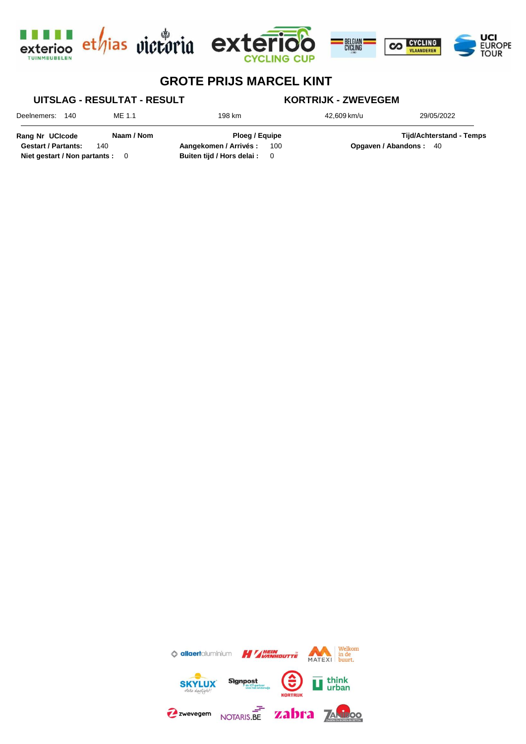## GROTE PRIJS MARCEL KINT

### UITSLAG - RESULTAT - RESULT

### KORTRIJK - ZWEVEGEM

Deelnemers: 140 ME 1.1 198 km 42,609 km/u 29/05/2022

| Rang Nr UCIcode | Naam / Nom | Ploeg / Equipe | Tijd/Achterstand - Temps |
|---|---|---|---|

**Gestart / Partants:** 140 **Aangekomen / Arrivés :** 100 **Opgaven / Abandons :** 40

**Niet gestart / Non partants :** 0 **Buiten tijd / Hors delai :** 0